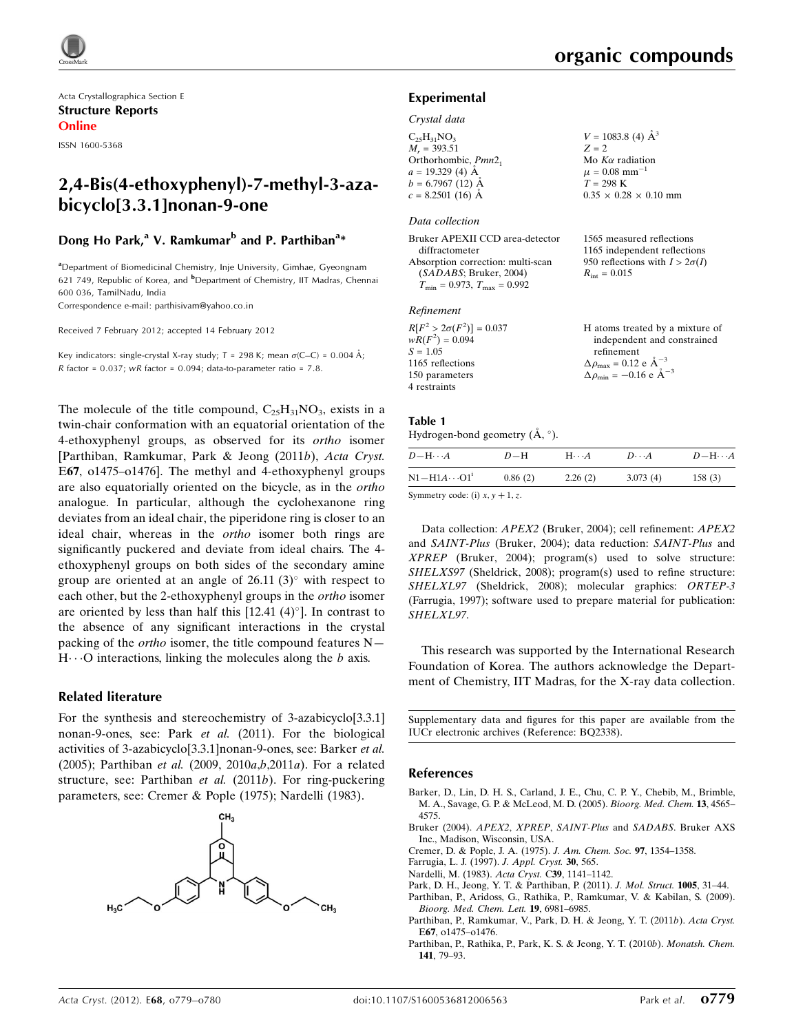Acta Crystallographica Section E
**Structure Reports Online**
ISSN 1600-5368

# 2,4-Bis(4-ethoxyphenyl)-7-methyl-3-azabicyclo[3.3.1]nonan-9-one

**Dong Ho Park,[a] V. Ramkumar[b] and P. Parthiban[a]***

[a]Department of Biomedicinal Chemistry, Inje University, Gimhae, Gyeongnam 621 749, Republic of Korea, and [b]Department of Chemistry, IIT Madras, Chennai 600 036, TamilNadu, India
Correspondence e-mail: parthisivam@yahoo.co.in

Received 7 February 2012; accepted 14 February 2012

Key indicators: single-crystal X-ray study; $T = 298$ K; mean $\sigma$(C–C) = 0.004 Å; $R$ factor = 0.037; $wR$ factor = 0.094; data-to-parameter ratio = 7.8.

The molecule of the title compound, $C_{25}H_{31}NO_3$, exists in a twin-chair conformation with an equatorial orientation of the 4-ethoxyphenyl groups, as observed for its *ortho* isomer [Parthiban, Ramkumar, Park & Jeong (2011*b*), *Acta Cryst.* E**67**, o1475–o1476]. The methyl and 4-ethoxyphenyl groups are also equatorially oriented on the bicycle, as in the *ortho* analogue. In particular, although the cyclohexanone ring deviates from an ideal chair, the piperidone ring is closer to an ideal chair, whereas in the *ortho* isomer both rings are significantly puckered and deviate from ideal chairs. The 4-ethoxyphenyl groups on both sides of the secondary amine group are oriented at an angle of 26.11 (3)° with respect to each other, but the 2-ethoxyphenyl groups in the *ortho* isomer are oriented by less than half this [12.41 (4)°]. In contrast to the absence of any significant interactions in the crystal packing of the *ortho* isomer, the title compound features N—H···O interactions, linking the molecules along the *b* axis.

## Related literature

For the synthesis and stereochemistry of 3-azabicyclo[3.3.1]nonan-9-ones, see: Park *et al.* (2011). For the biological activities of 3-azabicyclo[3.3.1]nonan-9-ones, see: Barker *et al.* (2005); Parthiban *et al.* (2009, 2010*a*,*b*,2011*a*). For a related structure, see: Parthiban *et al.* (2011*b*). For ring-puckering parameters, see: Cremer & Pople (1975); Nardelli (1983).

## Experimental

### Crystal data

$C_{25}H_{31}NO_3$
$M_r = 393.51$
Orthorhombic, $Pmn2_1$
$a = 19.329$ (4) Å
$b = 6.7967$ (12) Å
$c = 8.2501$ (16) Å
$V = 1083.8$ (4) Å$^3$
$Z = 2$
Mo $K\alpha$ radiation
$\mu = 0.08$ mm$^{-1}$
$T = 298$ K
0.35 × 0.28 × 0.10 mm

### Data collection

Bruker APEXII CCD area-detector diffractometer
Absorption correction: multi-scan (*SADABS*; Bruker, 2004)
$T_{min} = 0.973$, $T_{max} = 0.992$
1565 measured reflections
1165 independent reflections
950 reflections with $I > 2\sigma(I)$
$R_{int} = 0.015$

### Refinement

$R[F^2 > 2\sigma(F^2)] = 0.037$
$wR(F^2) = 0.094$
$S = 1.05$
1165 reflections
150 parameters
4 restraints
H atoms treated by a mixture of independent and constrained refinement
$\Delta\rho_{max} = 0.12$ e Å$^{-3}$
$\Delta\rho_{min} = -0.16$ e Å$^{-3}$

**Table 1**
Hydrogen-bond geometry (Å, °).

| $D$—H···$A$ | $D$—H | H···$A$ | $D$···$A$ | $D$—H···$A$ |
|---|---|---|---|---|
| N1—H1$A$···O1$^{i}$ | 0.86 (2) | 2.26 (2) | 3.073 (4) | 158 (3) |

Symmetry code: (i) $x, y + 1, z$.

Data collection: *APEX2* (Bruker, 2004); cell refinement: *APEX2* and *SAINT-Plus* (Bruker, 2004); data reduction: *SAINT-Plus* and *XPREP* (Bruker, 2004); program(s) used to solve structure: *SHELXS97* (Sheldrick, 2008); program(s) used to refine structure: *SHELXL97* (Sheldrick, 2008); molecular graphics: *ORTEP-3* (Farrugia, 1997); software used to prepare material for publication: *SHELXL97*.

This research was supported by the International Research Foundation of Korea. The authors acknowledge the Department of Chemistry, IIT Madras, for the X-ray data collection.

Supplementary data and figures for this paper are available from the IUCr electronic archives (Reference: BQ2338).

## References

Barker, D., Lin, D. H. S., Carland, J. E., Chu, C. P. Y., Chebib, M., Brimble, M. A., Savage, G. P. & McLeod, M. D. (2005). *Bioorg. Med. Chem.* **13**, 4565–4575.
Bruker (2004). *APEX2*, *XPREP*, *SAINT-Plus* and *SADABS*. Bruker AXS Inc., Madison, Wisconsin, USA.
Cremer, D. & Pople, J. A. (1975). *J. Am. Chem. Soc.* **97**, 1354–1358.
Farrugia, L. J. (1997). *J. Appl. Cryst.* **30**, 565.
Nardelli, M. (1983). *Acta Cryst.* C**39**, 1141–1142.
Park, D. H., Jeong, Y. T. & Parthiban, P. (2011). *J. Mol. Struct.* **1005**, 31–44.
Parthiban, P., Aridoss, G., Rathika, P., Ramkumar, V. & Kabilan, S. (2009). *Bioorg. Med. Chem. Lett.* **19**, 6981–6985.
Parthiban, P., Ramkumar, V., Park, D. H. & Jeong, Y. T. (2011*b*). *Acta Cryst.* E**67**, o1475–o1476.
Parthiban, P., Rathika, P., Park, K. S. & Jeong, Y. T. (2010*b*). *Monatsh. Chem.* **141**, 79–93.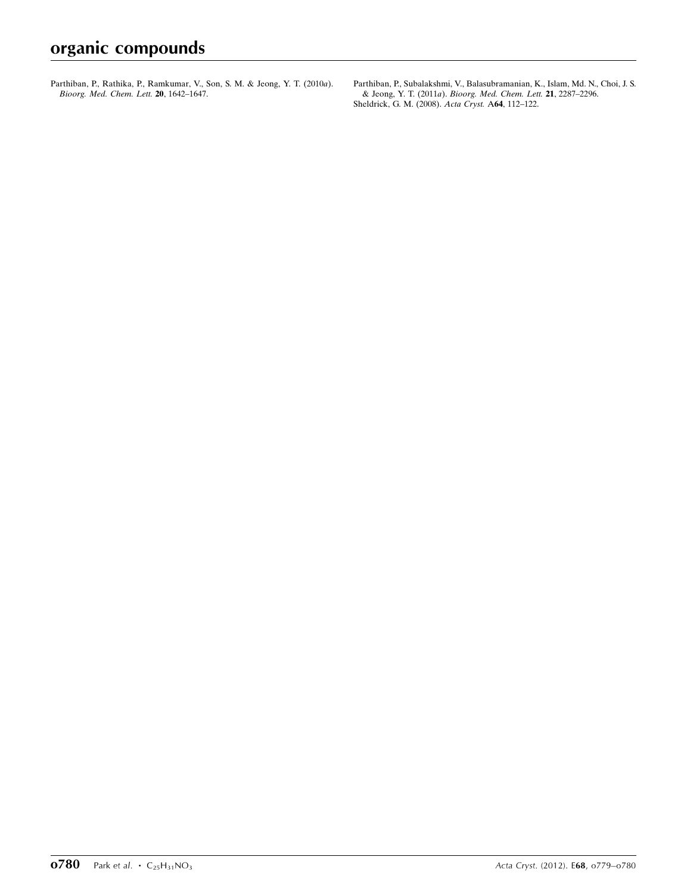Parthiban, P., Rathika, P., Ramkumar, V., Son, S. M. & Jeong, Y. T. (2010*a*). *Bioorg. Med. Chem. Lett.* **20**, 1642–1647.

Parthiban, P., Subalakshmi, V., Balasubramanian, K., Islam, Md. N., Choi, J. S. & Jeong, Y. T. (2011*a*). *Bioorg. Med. Chem. Lett.* **21**, 2287–2296.

Sheldrick, G. M. (2008). *Acta Cryst.* A**64**, 112–122.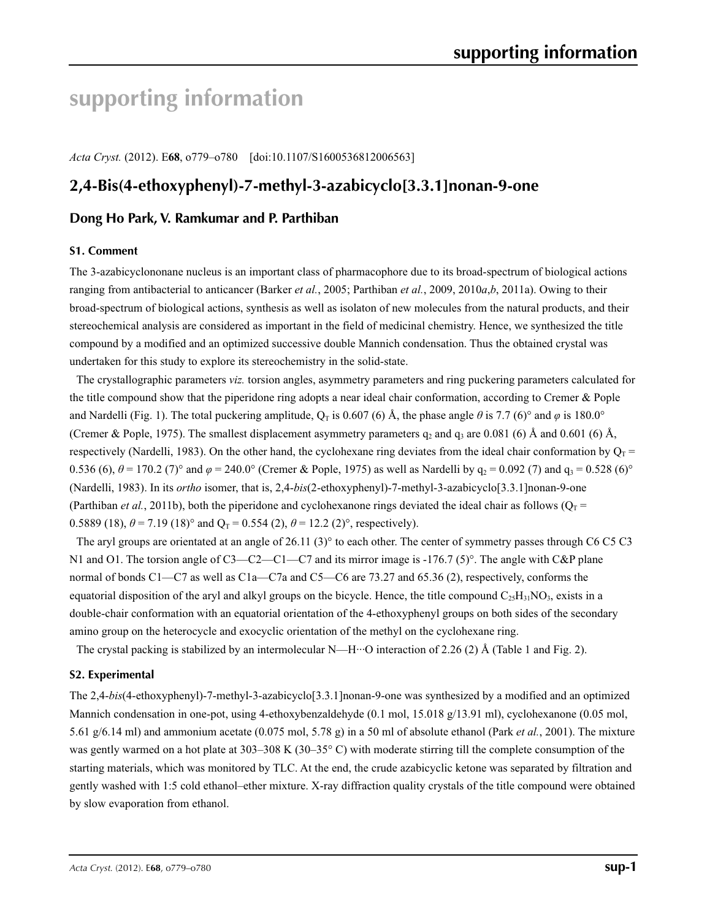# supporting information

*Acta Cryst.* (2012). E**68**, o779–o780 [doi:10.1107/S1600536812006563]

## 2,4-Bis(4-ethoxyphenyl)-7-methyl-3-azabicyclo[3.3.1]nonan-9-one

### Dong Ho Park, V. Ramkumar and P. Parthiban

#### S1. Comment

The 3-azabicyclononane nucleus is an important class of pharmacophore due to its broad-spectrum of biological actions ranging from antibacterial to anticancer (Barker *et al.*, 2005; Parthiban *et al.*, 2009, 2010*a*,*b*, 2011a). Owing to their broad-spectrum of biological actions, synthesis as well as isolaton of new molecules from the natural products, and their stereochemical analysis are considered as important in the field of medicinal chemistry. Hence, we synthesized the title compound by a modified and an optimized successive double Mannich condensation. Thus the obtained crystal was undertaken for this study to explore its stereochemistry in the solid-state.

The crystallographic parameters *viz.* torsion angles, asymmetry parameters and ring puckering parameters calculated for the title compound show that the piperidone ring adopts a near ideal chair conformation, according to Cremer & Pople and Nardelli (Fig. 1). The total puckering amplitude, $Q_T$ is 0.607 (6) Å, the phase angle $\theta$ is 7.7 (6)° and $\varphi$ is 180.0° (Cremer & Pople, 1975). The smallest displacement asymmetry parameters $q_2$ and $q_3$ are 0.081 (6) Å and 0.601 (6) Å, respectively (Nardelli, 1983). On the other hand, the cyclohexane ring deviates from the ideal chair conformation by $Q_T$ = 0.536 (6), $\theta$ = 170.2 (7)° and $\varphi$ = 240.0° (Cremer & Pople, 1975) as well as Nardelli by $q_2$ = 0.092 (7) and $q_3$ = 0.528 (6)° (Nardelli, 1983). In its *ortho* isomer, that is, 2,4-*bis*(2-ethoxyphenyl)-7-methyl-3-azabicyclo[3.3.1]nonan-9-one (Parthiban *et al.*, 2011b), both the piperidone and cyclohexanone rings deviated the ideal chair as follows ($Q_T$ = 0.5889 (18), $\theta$ = 7.19 (18)° and $Q_T$ = 0.554 (2), $\theta$ = 12.2 (2)°, respectively).

The aryl groups are orientated at an angle of 26.11 (3)° to each other. The center of symmetry passes through C6 C5 C3 N1 and O1. The torsion angle of C3—C2—C1—C7 and its mirror image is -176.7 (5)°. The angle with C&P plane normal of bonds C1—C7 as well as C1a—C7a and C5—C6 are 73.27 and 65.36 (2), respectively, conforms the equatorial disposition of the aryl and alkyl groups on the bicycle. Hence, the title compound $C_{25}H_{31}NO_3$, exists in a double-chair conformation with an equatorial orientation of the 4-ethoxyphenyl groups on both sides of the secondary amino group on the heterocycle and exocyclic orientation of the methyl on the cyclohexane ring.

The crystal packing is stabilized by an intermolecular N—H···O interaction of 2.26 (2) Å (Table 1 and Fig. 2).

#### S2. Experimental

The 2,4-*bis*(4-ethoxyphenyl)-7-methyl-3-azabicyclo[3.3.1]nonan-9-one was synthesized by a modified and an optimized Mannich condensation in one-pot, using 4-ethoxybenzaldehyde (0.1 mol, 15.018 g/13.91 ml), cyclohexanone (0.05 mol, 5.61 g/6.14 ml) and ammonium acetate (0.075 mol, 5.78 g) in a 50 ml of absolute ethanol (Park *et al.*, 2001). The mixture was gently warmed on a hot plate at 303–308 K (30–35° C) with moderate stirring till the complete consumption of the starting materials, which was monitored by TLC. At the end, the crude azabicyclic ketone was separated by filtration and gently washed with 1:5 cold ethanol–ether mixture. X-ray diffraction quality crystals of the title compound were obtained by slow evaporation from ethanol.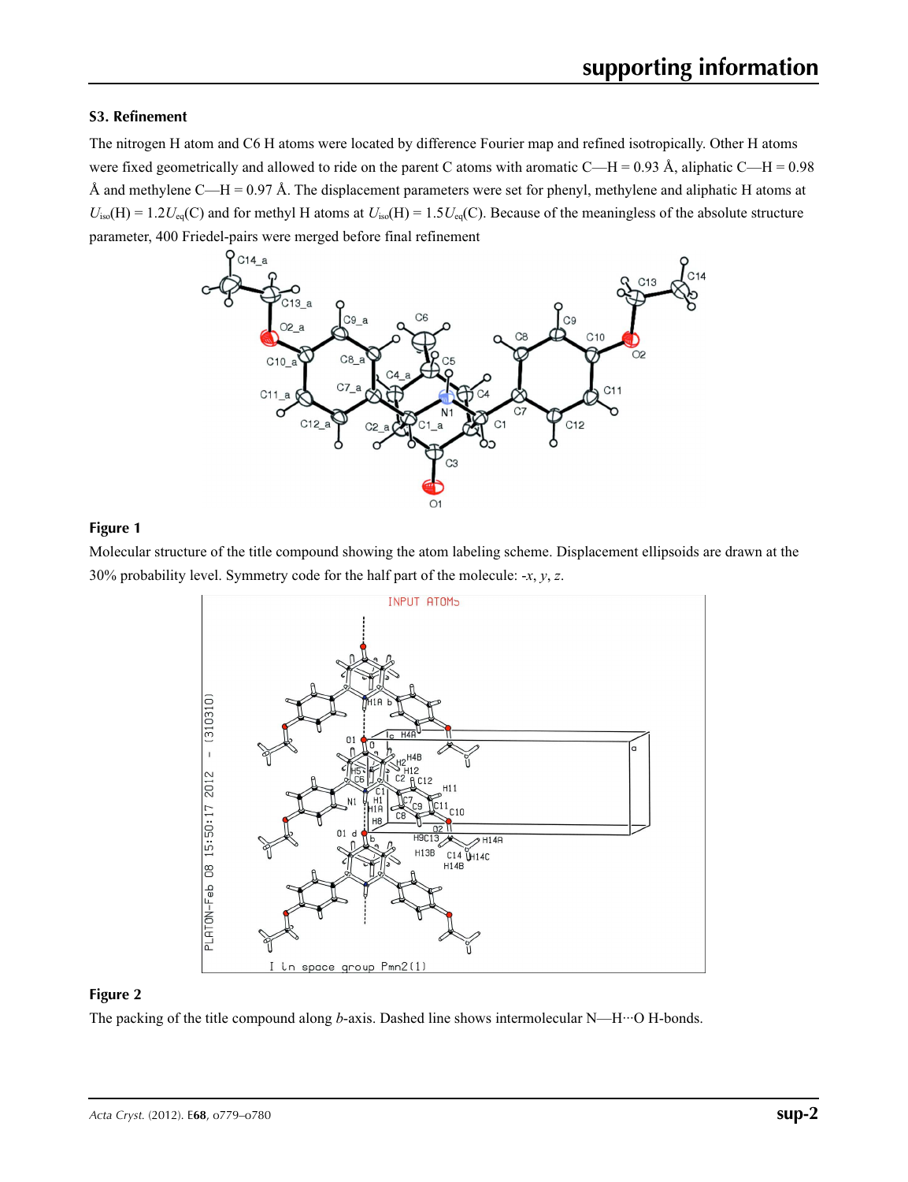## S3. Refinement

The nitrogen H atom and C6 H atoms were located by difference Fourier map and refined isotropically. Other H atoms were fixed geometrically and allowed to ride on the parent C atoms with aromatic C—H = 0.93 Å, aliphatic C—H = 0.98 Å and methylene C—H = 0.97 Å. The displacement parameters were set for phenyl, methylene and aliphatic H atoms at $U_{iso}$(H) = 1.2$U_{eq}$(C) and for methyl H atoms at $U_{iso}$(H) = 1.5$U_{eq}$(C). Because of the meaningless of the absolute structure parameter, 400 Friedel-pairs were merged before final refinement

**Figure 1**

Molecular structure of the title compound showing the atom labeling scheme. Displacement ellipsoids are drawn at the 30% probability level. Symmetry code for the half part of the molecule: -*x*, *y*, *z*.

**Figure 2**

The packing of the title compound along *b*-axis. Dashed line shows intermolecular N—H···O H-bonds.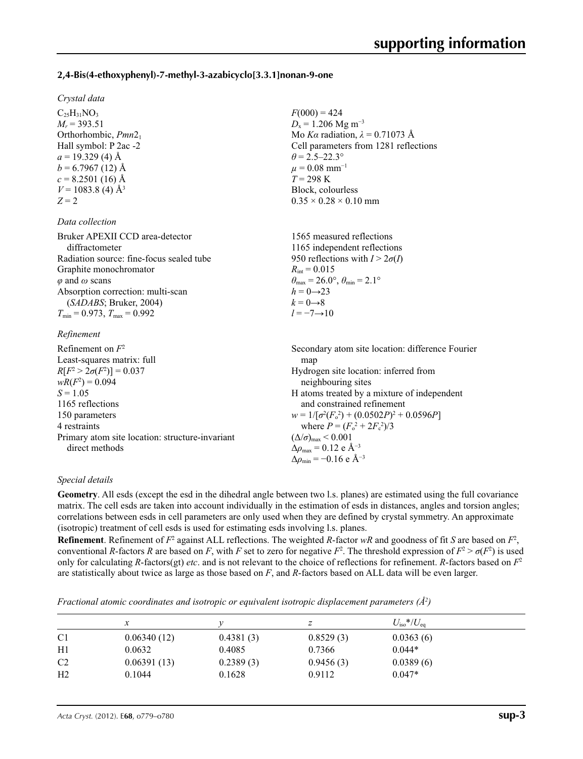### 2,4-Bis(4-ethoxyphenyl)-7-methyl-3-azabicyclo[3.3.1]nonan-9-one

*Crystal data*

$C_{25}H_{31}NO_3$
$M_r = 393.51$
Orthorhombic, $Pmn2_1$
Hall symbol: P 2ac -2
$a = 19.329$ (4) Å
$b = 6.7967$ (12) Å
$c = 8.2501$ (16) Å
$V = 1083.8$ (4) Å$^3$
$Z = 2$

$F(000) = 424$
$D_x = 1.206$ Mg m$^{-3}$
Mo $K\alpha$ radiation, $\lambda = 0.71073$ Å
Cell parameters from 1281 reflections
$\theta = 2.5–22.3°$
$\mu = 0.08$ mm$^{-1}$
$T = 298$ K
Block, colourless
$0.35 \times 0.28 \times 0.10$ mm

*Data collection*

Bruker APEXII CCD area-detector diffractometer
Radiation source: fine-focus sealed tube
Graphite monochromator
$\varphi$ and $\omega$ scans
Absorption correction: multi-scan (*SADABS*; Bruker, 2004)
$T_{min} = 0.973$, $T_{max} = 0.992$

1565 measured reflections
1165 independent reflections
950 reflections with $I > 2\sigma(I)$
$R_{int} = 0.015$
$\theta_{max} = 26.0°$, $\theta_{min} = 2.1°$
$h = 0 \rightarrow 23$
$k = 0 \rightarrow 8$
$l = -7 \rightarrow 10$

*Refinement*

Refinement on $F^2$
Least-squares matrix: full
$R[F^2 > 2\sigma(F^2)] = 0.037$
$wR(F^2) = 0.094$
$S = 1.05$
1165 reflections
150 parameters
4 restraints
Primary atom site location: structure-invariant direct methods

Secondary atom site location: difference Fourier map
Hydrogen site location: inferred from neighbouring sites
H atoms treated by a mixture of independent and constrained refinement
$w = 1/[\sigma^2(F_o^2) + (0.0502P)^2 + 0.0596P]$
where $P = (F_o^2 + 2F_c^2)/3$
$(\Delta/\sigma)_{max} < 0.001$
$\Delta\rho_{max} = 0.12$ e Å$^{-3}$
$\Delta\rho_{min} = -0.16$ e Å$^{-3}$

*Special details*

**Geometry**. All esds (except the esd in the dihedral angle between two l.s. planes) are estimated using the full covariance matrix. The cell esds are taken into account individually in the estimation of esds in distances, angles and torsion angles; correlations between esds in cell parameters are only used when they are defined by crystal symmetry. An approximate (isotropic) treatment of cell esds is used for estimating esds involving l.s. planes.

**Refinement**. Refinement of $F^2$ against ALL reflections. The weighted $R$-factor $wR$ and goodness of fit $S$ are based on $F^2$, conventional $R$-factors $R$ are based on $F$, with $F$ set to zero for negative $F^2$. The threshold expression of $F^2 > \sigma(F^2)$ is used only for calculating $R$-factors(gt) *etc*. and is not relevant to the choice of reflections for refinement. $R$-factors based on $F^2$ are statistically about twice as large as those based on $F$, and $R$-factors based on ALL data will be even larger.

*Fractional atomic coordinates and isotropic or equivalent isotropic displacement parameters (Å$^2$)*

| | $x$ | $y$ | $z$ | $U_{iso}$*/$U_{eq}$ |
|---|---|---|---|---|
| C1 | 0.06340 (12) | 0.4381 (3) | 0.8529 (3) | 0.0363 (6) |
| H1 | 0.0632 | 0.4085 | 0.7366 | 0.044* |
| C2 | 0.06391 (13) | 0.2389 (3) | 0.9456 (3) | 0.0389 (6) |
| H2 | 0.1044 | 0.1628 | 0.9112 | 0.047* |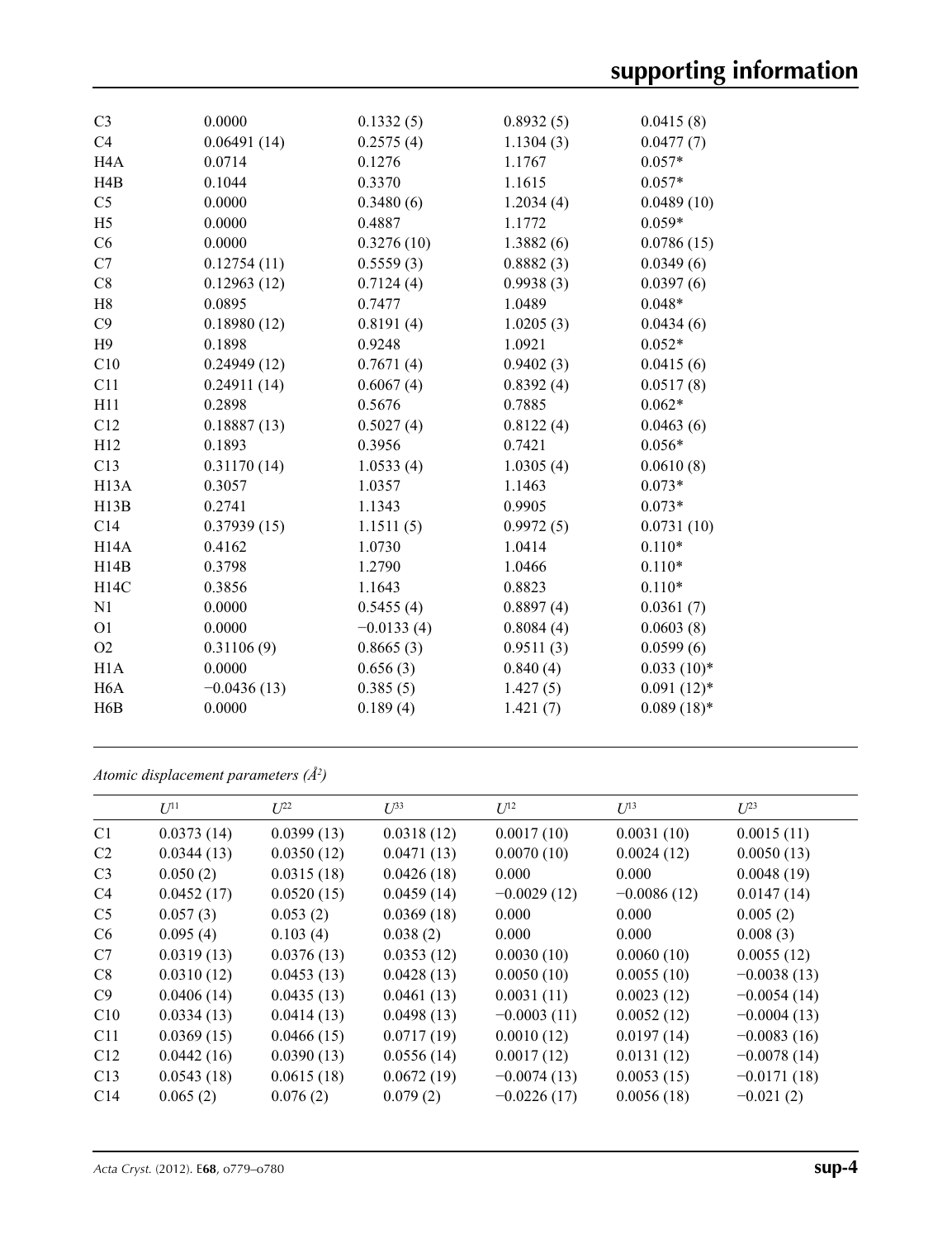| | | | | |
|---|---|---|---|---|
| C3 | 0.0000 | 0.1332 (5) | 0.8932 (5) | 0.0415 (8) |
| C4 | 0.06491 (14) | 0.2575 (4) | 1.1304 (3) | 0.0477 (7) |
| H4A | 0.0714 | 0.1276 | 1.1767 | 0.057* |
| H4B | 0.1044 | 0.3370 | 1.1615 | 0.057* |
| C5 | 0.0000 | 0.3480 (6) | 1.2034 (4) | 0.0489 (10) |
| H5 | 0.0000 | 0.4887 | 1.1772 | 0.059* |
| C6 | 0.0000 | 0.3276 (10) | 1.3882 (6) | 0.0786 (15) |
| C7 | 0.12754 (11) | 0.5559 (3) | 0.8882 (3) | 0.0349 (6) |
| C8 | 0.12963 (12) | 0.7124 (4) | 0.9938 (3) | 0.0397 (6) |
| H8 | 0.0895 | 0.7477 | 1.0489 | 0.048* |
| C9 | 0.18980 (12) | 0.8191 (4) | 1.0205 (3) | 0.0434 (6) |
| H9 | 0.1898 | 0.9248 | 1.0921 | 0.052* |
| C10 | 0.24949 (12) | 0.7671 (4) | 0.9402 (3) | 0.0415 (6) |
| C11 | 0.24911 (14) | 0.6067 (4) | 0.8392 (4) | 0.0517 (8) |
| H11 | 0.2898 | 0.5676 | 0.7885 | 0.062* |
| C12 | 0.18887 (13) | 0.5027 (4) | 0.8122 (4) | 0.0463 (6) |
| H12 | 0.1893 | 0.3956 | 0.7421 | 0.056* |
| C13 | 0.31170 (14) | 1.0533 (4) | 1.0305 (4) | 0.0610 (8) |
| H13A | 0.3057 | 1.0357 | 1.1463 | 0.073* |
| H13B | 0.2741 | 1.1343 | 0.9905 | 0.073* |
| C14 | 0.37939 (15) | 1.1511 (5) | 0.9972 (5) | 0.0731 (10) |
| H14A | 0.4162 | 1.0730 | 1.0414 | 0.110* |
| H14B | 0.3798 | 1.2790 | 1.0466 | 0.110* |
| H14C | 0.3856 | 1.1643 | 0.8823 | 0.110* |
| N1 | 0.0000 | 0.5455 (4) | 0.8897 (4) | 0.0361 (7) |
| O1 | 0.0000 | −0.0133 (4) | 0.8084 (4) | 0.0603 (8) |
| O2 | 0.31106 (9) | 0.8665 (3) | 0.9511 (3) | 0.0599 (6) |
| H1A | 0.0000 | 0.656 (3) | 0.840 (4) | 0.033 (10)* |
| H6A | −0.0436 (13) | 0.385 (5) | 1.427 (5) | 0.091 (12)* |
| H6B | 0.0000 | 0.189 (4) | 1.421 (7) | 0.089 (18)* |

*Atomic displacement parameters (Å²)*

| | $U^{11}$ | $U^{22}$ | $U^{33}$ | $U^{12}$ | $U^{13}$ | $U^{23}$ |
|---|---|---|---|---|---|---|
| C1 | 0.0373 (14) | 0.0399 (13) | 0.0318 (12) | 0.0017 (10) | 0.0031 (10) | 0.0015 (11) |
| C2 | 0.0344 (13) | 0.0350 (12) | 0.0471 (13) | 0.0070 (10) | 0.0024 (12) | 0.0050 (13) |
| C3 | 0.050 (2) | 0.0315 (18) | 0.0426 (18) | 0.000 | 0.000 | 0.0048 (19) |
| C4 | 0.0452 (17) | 0.0520 (15) | 0.0459 (14) | −0.0029 (12) | −0.0086 (12) | 0.0147 (14) |
| C5 | 0.057 (3) | 0.053 (2) | 0.0369 (18) | 0.000 | 0.000 | 0.005 (2) |
| C6 | 0.095 (4) | 0.103 (4) | 0.038 (2) | 0.000 | 0.000 | 0.008 (3) |
| C7 | 0.0319 (13) | 0.0376 (13) | 0.0353 (12) | 0.0030 (10) | 0.0060 (10) | 0.0055 (12) |
| C8 | 0.0310 (12) | 0.0453 (13) | 0.0428 (13) | 0.0050 (10) | 0.0055 (10) | −0.0038 (13) |
| C9 | 0.0406 (14) | 0.0435 (13) | 0.0461 (13) | 0.0031 (11) | 0.0023 (12) | −0.0054 (14) |
| C10 | 0.0334 (13) | 0.0414 (13) | 0.0498 (13) | −0.0003 (11) | 0.0052 (12) | −0.0004 (13) |
| C11 | 0.0369 (15) | 0.0466 (15) | 0.0717 (19) | 0.0010 (12) | 0.0197 (14) | −0.0083 (16) |
| C12 | 0.0442 (16) | 0.0390 (13) | 0.0556 (14) | 0.0017 (12) | 0.0131 (12) | −0.0078 (14) |
| C13 | 0.0543 (18) | 0.0615 (18) | 0.0672 (19) | −0.0074 (13) | 0.0053 (15) | −0.0171 (18) |
| C14 | 0.065 (2) | 0.076 (2) | 0.079 (2) | −0.0226 (17) | 0.0056 (18) | −0.021 (2) |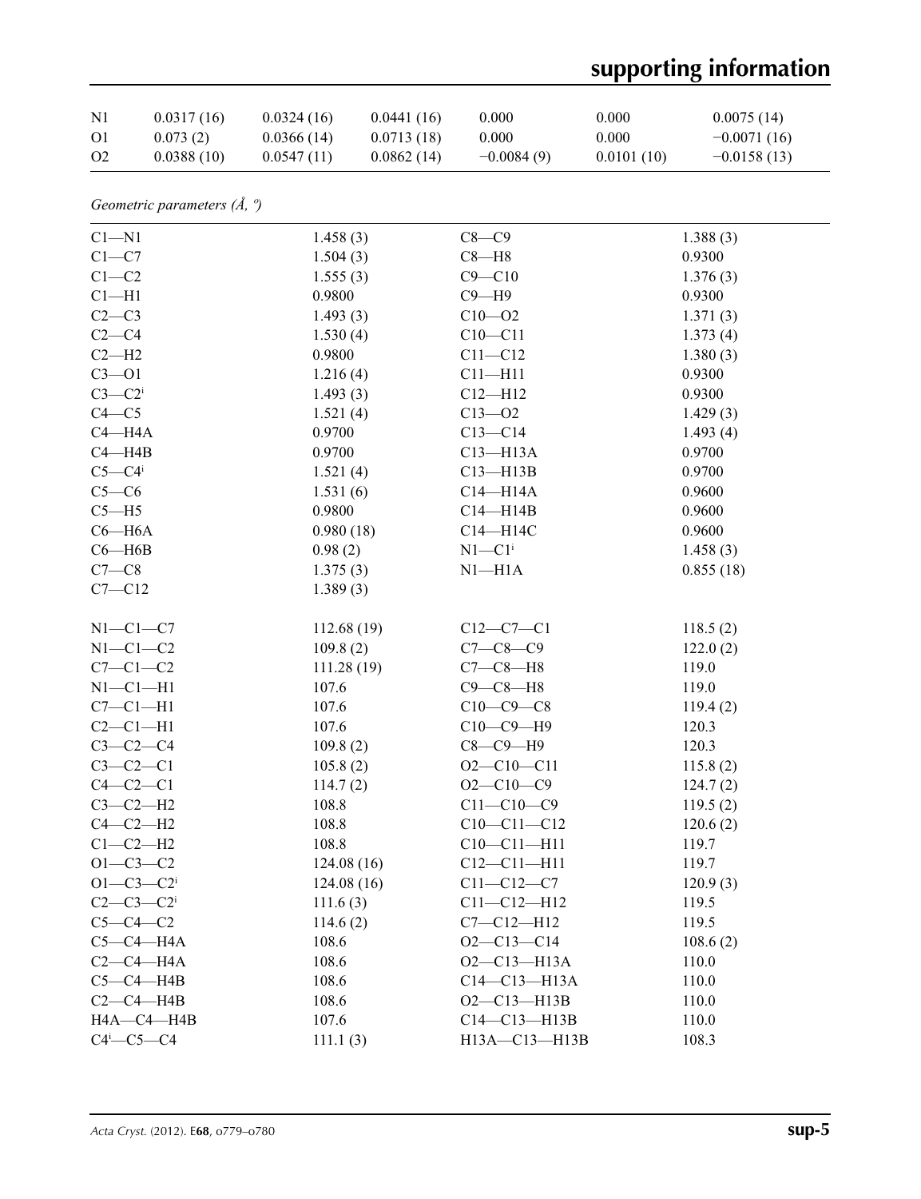| | | | | | | |
|---|---|---|---|---|---|---|
| N1 | 0.0317 (16) | 0.0324 (16) | 0.0441 (16) | 0.000 | 0.000 | 0.0075 (14) |
| O1 | 0.073 (2) | 0.0366 (14) | 0.0713 (18) | 0.000 | 0.000 | −0.0071 (16) |
| O2 | 0.0388 (10) | 0.0547 (11) | 0.0862 (14) | −0.0084 (9) | 0.0101 (10) | −0.0158 (13) |

*Geometric parameters (Å, º)*

| | | | |
|---|---|---|---|
| C1—N1 | 1.458 (3) | C8—C9 | 1.388 (3) |
| C1—C7 | 1.504 (3) | C8—H8 | 0.9300 |
| C1—C2 | 1.555 (3) | C9—C10 | 1.376 (3) |
| C1—H1 | 0.9800 | C9—H9 | 0.9300 |
| C2—C3 | 1.493 (3) | C10—O2 | 1.371 (3) |
| C2—C4 | 1.530 (4) | C10—C11 | 1.373 (4) |
| C2—H2 | 0.9800 | C11—C12 | 1.380 (3) |
| C3—O1 | 1.216 (4) | C11—H11 | 0.9300 |
| C3—C2$^{i}$ | 1.493 (3) | C12—H12 | 0.9300 |
| C4—C5 | 1.521 (4) | C13—O2 | 1.429 (3) |
| C4—H4A | 0.9700 | C13—C14 | 1.493 (4) |
| C4—H4B | 0.9700 | C13—H13A | 0.9700 |
| C5—C4$^{i}$ | 1.521 (4) | C13—H13B | 0.9700 |
| C5—C6 | 1.531 (6) | C14—H14A | 0.9600 |
| C5—H5 | 0.9800 | C14—H14B | 0.9600 |
| C6—H6A | 0.980 (18) | C14—H14C | 0.9600 |
| C6—H6B | 0.98 (2) | N1—C1$^{i}$ | 1.458 (3) |
| C7—C8 | 1.375 (3) | N1—H1A | 0.855 (18) |
| C7—C12 | 1.389 (3) | | |
| | | | |
| N1—C1—C7 | 112.68 (19) | C12—C7—C1 | 118.5 (2) |
| N1—C1—C2 | 109.8 (2) | C7—C8—C9 | 122.0 (2) |
| C7—C1—C2 | 111.28 (19) | C7—C8—H8 | 119.0 |
| N1—C1—H1 | 107.6 | C9—C8—H8 | 119.0 |
| C7—C1—H1 | 107.6 | C10—C9—C8 | 119.4 (2) |
| C2—C1—H1 | 107.6 | C10—C9—H9 | 120.3 |
| C3—C2—C4 | 109.8 (2) | C8—C9—H9 | 120.3 |
| C3—C2—C1 | 105.8 (2) | O2—C10—C11 | 115.8 (2) |
| C4—C2—C1 | 114.7 (2) | O2—C10—C9 | 124.7 (2) |
| C3—C2—H2 | 108.8 | C11—C10—C9 | 119.5 (2) |
| C4—C2—H2 | 108.8 | C10—C11—C12 | 120.6 (2) |
| C1—C2—H2 | 108.8 | C10—C11—H11 | 119.7 |
| O1—C3—C2 | 124.08 (16) | C12—C11—H11 | 119.7 |
| O1—C3—C2$^{i}$ | 124.08 (16) | C11—C12—C7 | 120.9 (3) |
| C2—C3—C2$^{i}$ | 111.6 (3) | C11—C12—H12 | 119.5 |
| C5—C4—C2 | 114.6 (2) | C7—C12—H12 | 119.5 |
| C5—C4—H4A | 108.6 | O2—C13—C14 | 108.6 (2) |
| C2—C4—H4A | 108.6 | O2—C13—H13A | 110.0 |
| C5—C4—H4B | 108.6 | C14—C13—H13A | 110.0 |
| C2—C4—H4B | 108.6 | O2—C13—H13B | 110.0 |
| H4A—C4—H4B | 107.6 | C14—C13—H13B | 110.0 |
| C4$^{i}$—C5—C4 | 111.1 (3) | H13A—C13—H13B | 108.3 |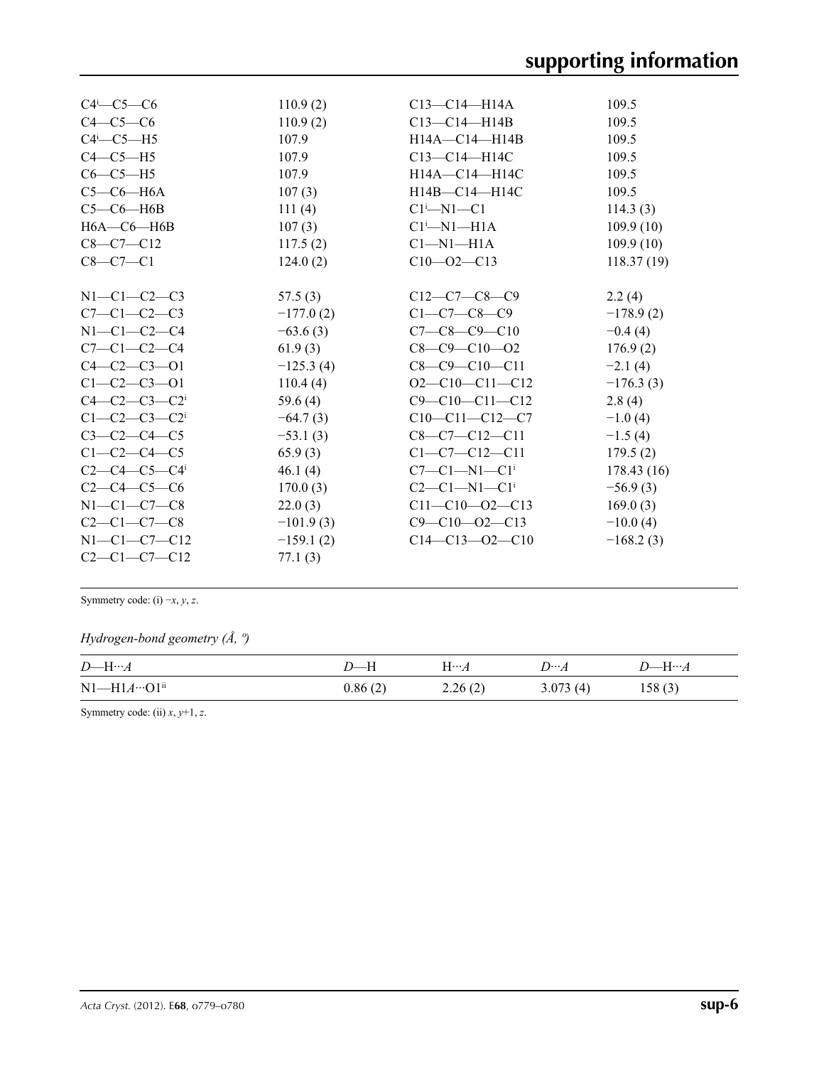| | | | |
|---|---|---|---|
| C4$^{i}$—C5—C6 | 110.9 (2) | C13—C14—H14A | 109.5 |
| C4—C5—C6 | 110.9 (2) | C13—C14—H14B | 109.5 |
| C4$^{i}$—C5—H5 | 107.9 | H14A—C14—H14B | 109.5 |
| C4—C5—H5 | 107.9 | C13—C14—H14C | 109.5 |
| C6—C5—H5 | 107.9 | H14A—C14—H14C | 109.5 |
| C5—C6—H6A | 107 (3) | H14B—C14—H14C | 109.5 |
| C5—C6—H6B | 111 (4) | C1$^{i}$—N1—C1 | 114.3 (3) |
| H6A—C6—H6B | 107 (3) | C1$^{i}$—N1—H1A | 109.9 (10) |
| C8—C7—C12 | 117.5 (2) | C1—N1—H1A | 109.9 (10) |
| C8—C7—C1 | 124.0 (2) | C10—O2—C13 | 118.37 (19) |

| | | | |
|---|---|---|---|
| N1—C1—C2—C3 | 57.5 (3) | C12—C7—C8—C9 | 2.2 (4) |
| C7—C1—C2—C3 | −177.0 (2) | C1—C7—C8—C9 | −178.9 (2) |
| N1—C1—C2—C4 | −63.6 (3) | C7—C8—C9—C10 | −0.4 (4) |
| C7—C1—C2—C4 | 61.9 (3) | C8—C9—C10—O2 | 176.9 (2) |
| C4—C2—C3—O1 | −125.3 (4) | C8—C9—C10—C11 | −2.1 (4) |
| C1—C2—C3—O1 | 110.4 (4) | O2—C10—C11—C12 | −176.3 (3) |
| C4—C2—C3—C2$^{i}$ | 59.6 (4) | C9—C10—C11—C12 | 2.8 (4) |
| C1—C2—C3—C2$^{i}$ | −64.7 (3) | C10—C11—C12—C7 | −1.0 (4) |
| C3—C2—C4—C5 | −53.1 (3) | C8—C7—C12—C11 | −1.5 (4) |
| C1—C2—C4—C5 | 65.9 (3) | C1—C7—C12—C11 | 179.5 (2) |
| C2—C4—C5—C4$^{i}$ | 46.1 (4) | C7—C1—N1—C1$^{i}$ | 178.43 (16) |
| C2—C4—C5—C6 | 170.0 (3) | C2—C1—N1—C1$^{i}$ | −56.9 (3) |
| N1—C1—C7—C8 | 22.0 (3) | C11—C10—O2—C13 | 169.0 (3) |
| C2—C1—C7—C8 | −101.9 (3) | C9—C10—O2—C13 | −10.0 (4) |
| N1—C1—C7—C12 | −159.1 (2) | C14—C13—O2—C10 | −168.2 (3) |
| C2—C1—C7—C12 | 77.1 (3) | | |

Symmetry code: (i) −*x*, *y*, *z*.

*Hydrogen-bond geometry (Å, º)*

| *D*—H···*A* | *D*—H | H···*A* | *D*···*A* | *D*—H···*A* |
|---|---|---|---|---|
| N1—H1*A*···O1$^{ii}$ | 0.86 (2) | 2.26 (2) | 3.073 (4) | 158 (3) |

Symmetry code: (ii) *x*, *y*+1, *z*.